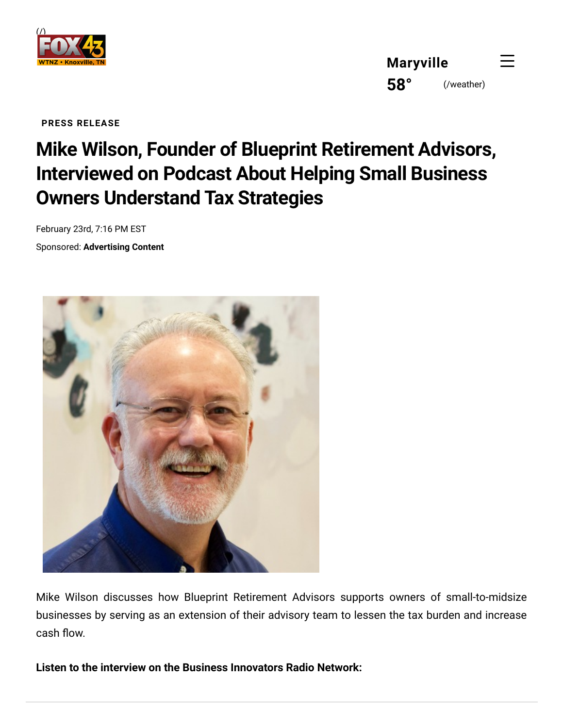(/)

Maryville

58° (/weather)

PRESS RELEASE

# Mike Wilson, Founder of Blueprint Retirement Advisors, Interviewed on Podcast About Helping Small Business Owners Understand Tax Strategies

February 23rd, 7:16 PM EST

Sponsored: **Advertising Content**

Mike Wilson discusses how Blueprint Retirement Advisors supports owners of small-to-midsize businesses by serving as an extension of their advisory team to lessen the tax burden and increase cash flow.

**Listen to the interview on the Business Innovators Radio Network:**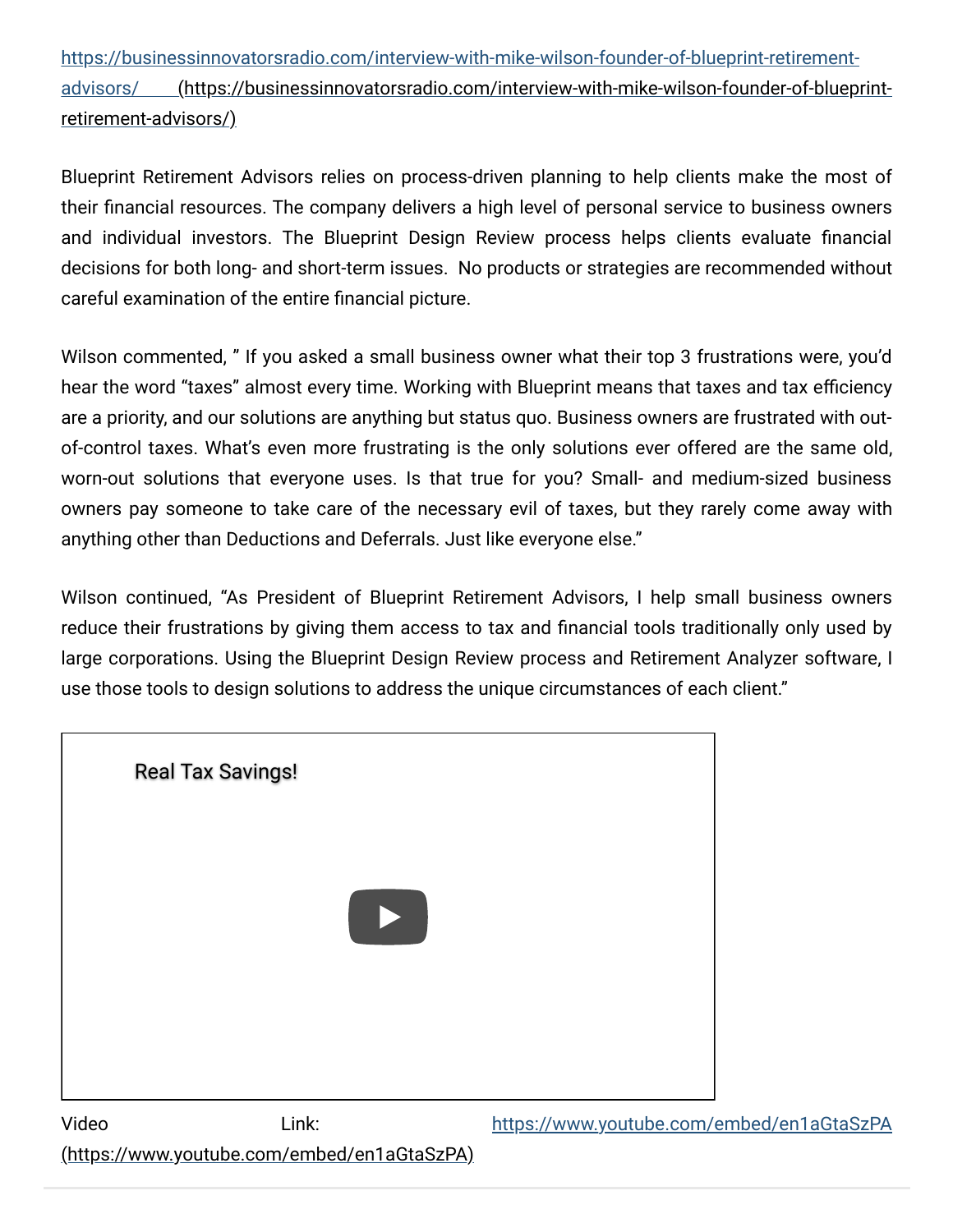https://businessinnovatorsradio.com/interview-with-mike-wilson-founder-of-blueprint-retirement-advisors/ (https://businessinnovatorsradio.com/interview-with-mike-wilson-founder-of-blueprint-retirement-advisors/)

Blueprint Retirement Advisors relies on process-driven planning to help clients make the most of their financial resources. The company delivers a high level of personal service to business owners and individual investors. The Blueprint Design Review process helps clients evaluate financial decisions for both long- and short-term issues.  No products or strategies are recommended without careful examination of the entire financial picture.

Wilson commented, " If you asked a small business owner what their top 3 frustrations were, you'd hear the word "taxes" almost every time. Working with Blueprint means that taxes and tax efficiency are a priority, and our solutions are anything but status quo. Business owners are frustrated with out-of-control taxes. What's even more frustrating is the only solutions ever offered are the same old, worn-out solutions that everyone uses. Is that true for you? Small- and medium-sized business owners pay someone to take care of the necessary evil of taxes, but they rarely come away with anything other than Deductions and Deferrals. Just like everyone else."

Wilson continued, "As President of Blueprint Retirement Advisors, I help small business owners reduce their frustrations by giving them access to tax and financial tools traditionally only used by large corporations. Using the Blueprint Design Review process and Retirement Analyzer software, I use those tools to design solutions to address the unique circumstances of each client."

Real Tax Savings!

Video Link: https://www.youtube.com/embed/en1aGtaSzPA (https://www.youtube.com/embed/en1aGtaSzPA)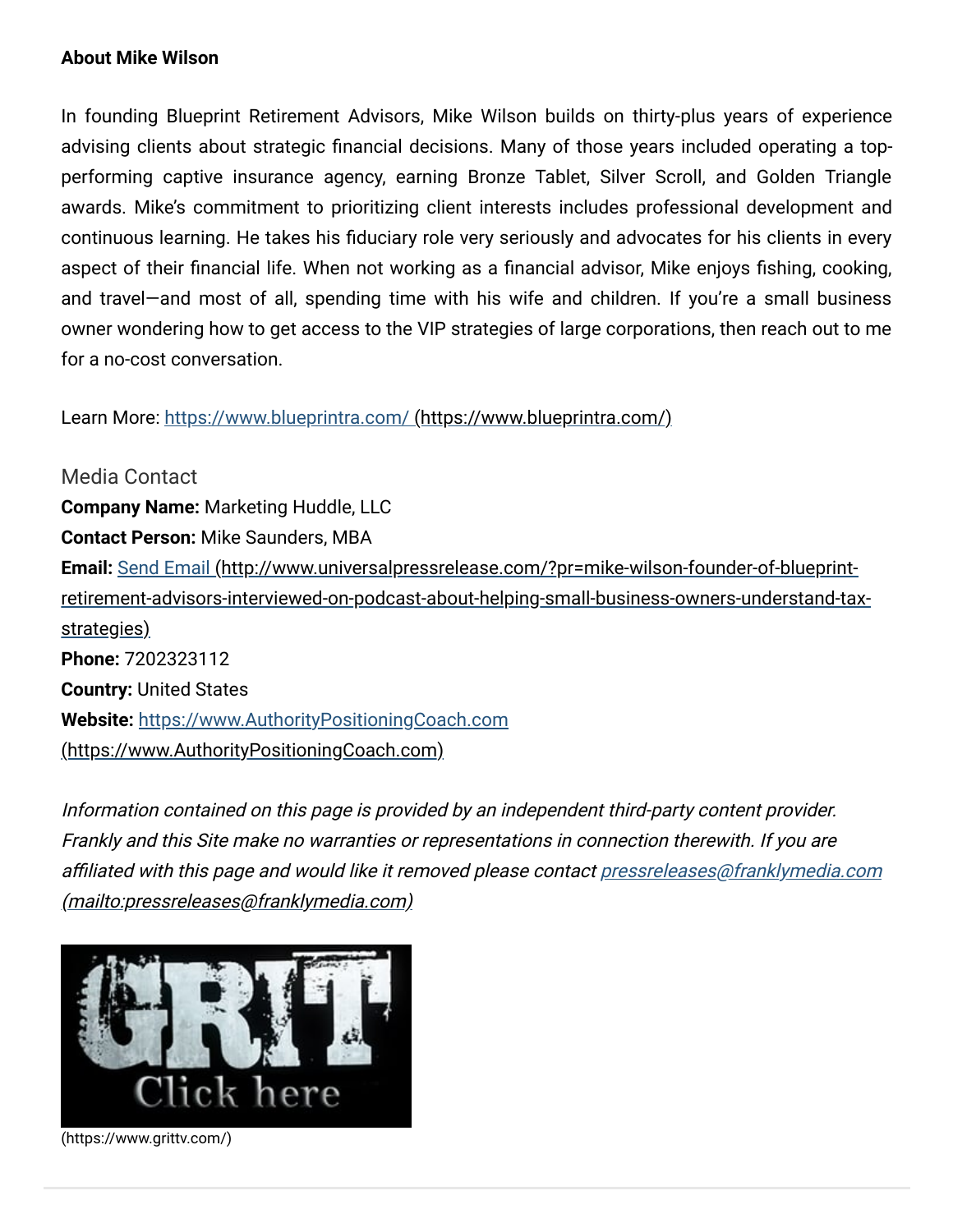**About Mike Wilson**

In founding Blueprint Retirement Advisors, Mike Wilson builds on thirty-plus years of experience advising clients about strategic financial decisions. Many of those years included operating a top-performing captive insurance agency, earning Bronze Tablet, Silver Scroll, and Golden Triangle awards. Mike's commitment to prioritizing client interests includes professional development and continuous learning. He takes his fiduciary role very seriously and advocates for his clients in every aspect of their financial life. When not working as a financial advisor, Mike enjoys fishing, cooking, and travel—and most of all, spending time with his wife and children. If you're a small business owner wondering how to get access to the VIP strategies of large corporations, then reach out to me for a no-cost conversation.

Learn More: https://www.blueprintra.com/ (https://www.blueprintra.com/)

Media Contact

**Company Name:** Marketing Huddle, LLC

**Contact Person:** Mike Saunders, MBA

**Email:** Send Email (http://www.universalpressrelease.com/?pr=mike-wilson-founder-of-blueprint-retirement-advisors-interviewed-on-podcast-about-helping-small-business-owners-understand-tax-strategies)

**Phone:** 7202323112

**Country:** United States

**Website:** https://www.AuthorityPositioningCoach.com (https://www.AuthorityPositioningCoach.com)

*Information contained on this page is provided by an independent third-party content provider. Frankly and this Site make no warranties or representations in connection therewith. If you are affiliated with this page and would like it removed please contact pressreleases@franklymedia.com (mailto:pressreleases@franklymedia.com)*

GRIT Click here

(https://www.grittv.com/)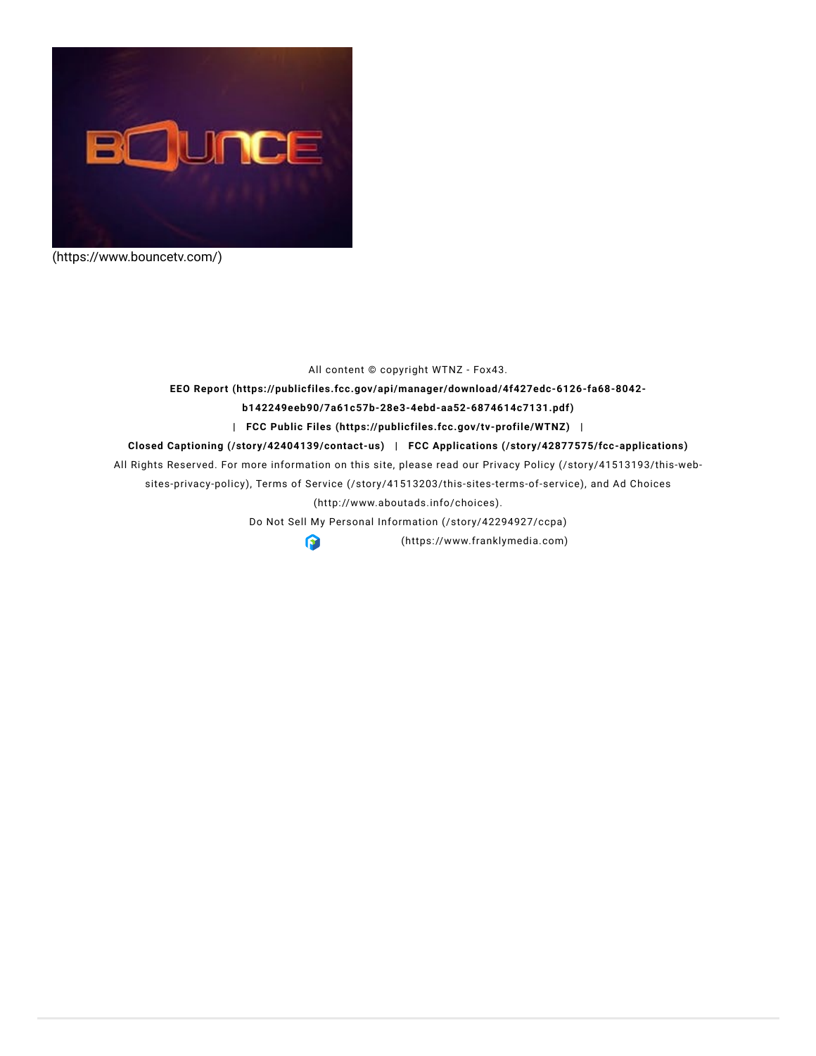(https://www.bouncetv.com/)

All content © copyright WTNZ - Fox43.

**EEO Report (https://publicfiles.fcc.gov/api/manager/download/4f427edc-6126-fa68-8042-b142249eeb90/7a61c57b-28e3-4ebd-aa52-6874614c7131.pdf)**

| **FCC Public Files (https://publicfiles.fcc.gov/tv-profile/WTNZ)** |

**Closed Captioning (/story/42404139/contact-us)** | **FCC Applications (/story/42877575/fcc-applications)**

All Rights Reserved. For more information on this site, please read our Privacy Policy (/story/41513193/this-web-sites-privacy-policy), Terms of Service (/story/41513203/this-sites-terms-of-service), and Ad Choices (http://www.aboutads.info/choices).

Do Not Sell My Personal Information (/story/42294927/ccpa)

(https://www.franklymedia.com)